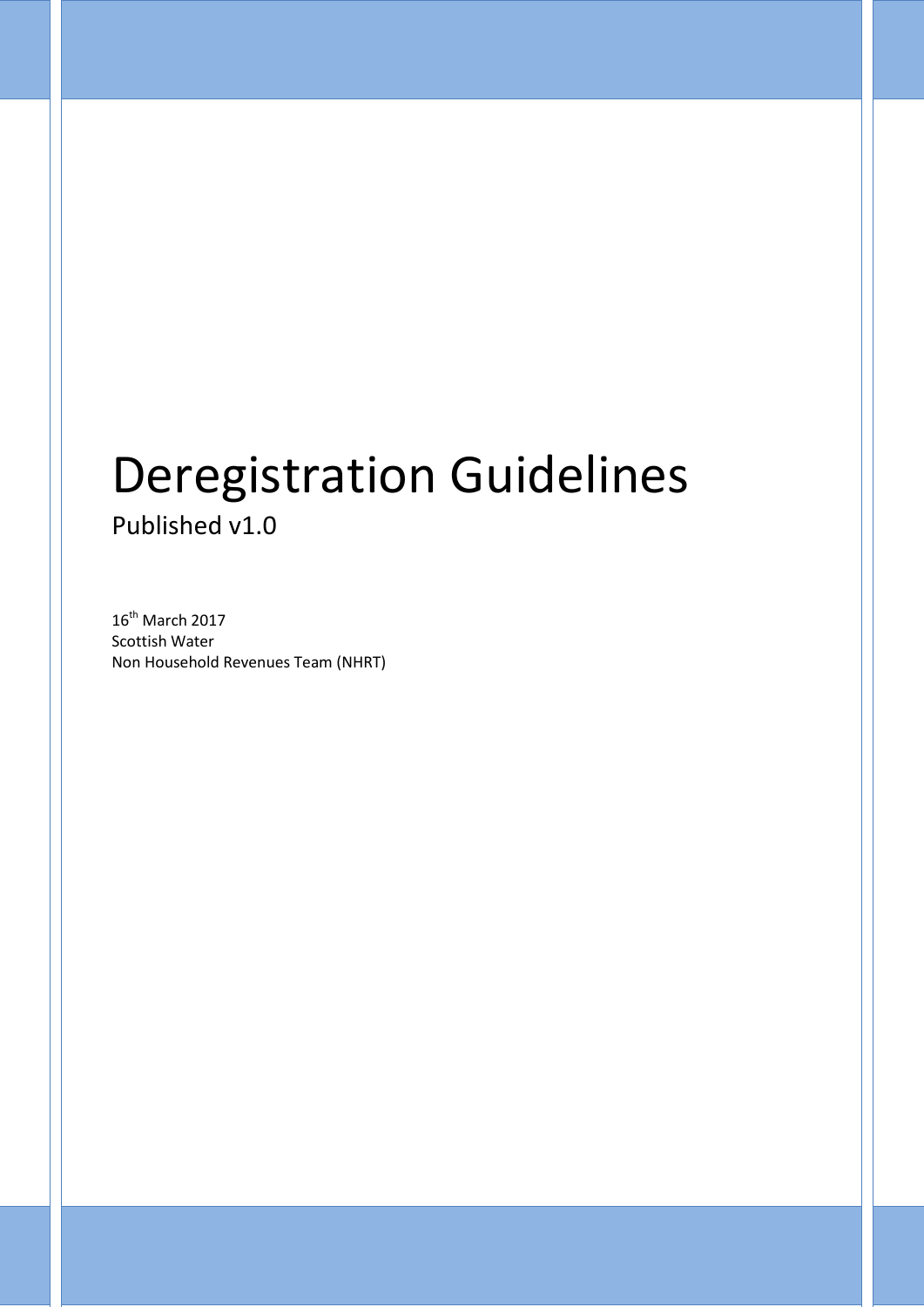# Deregistration Guidelines

Published v1.0

16th March 2017
Scottish Water
Non Household Revenues Team (NHRT)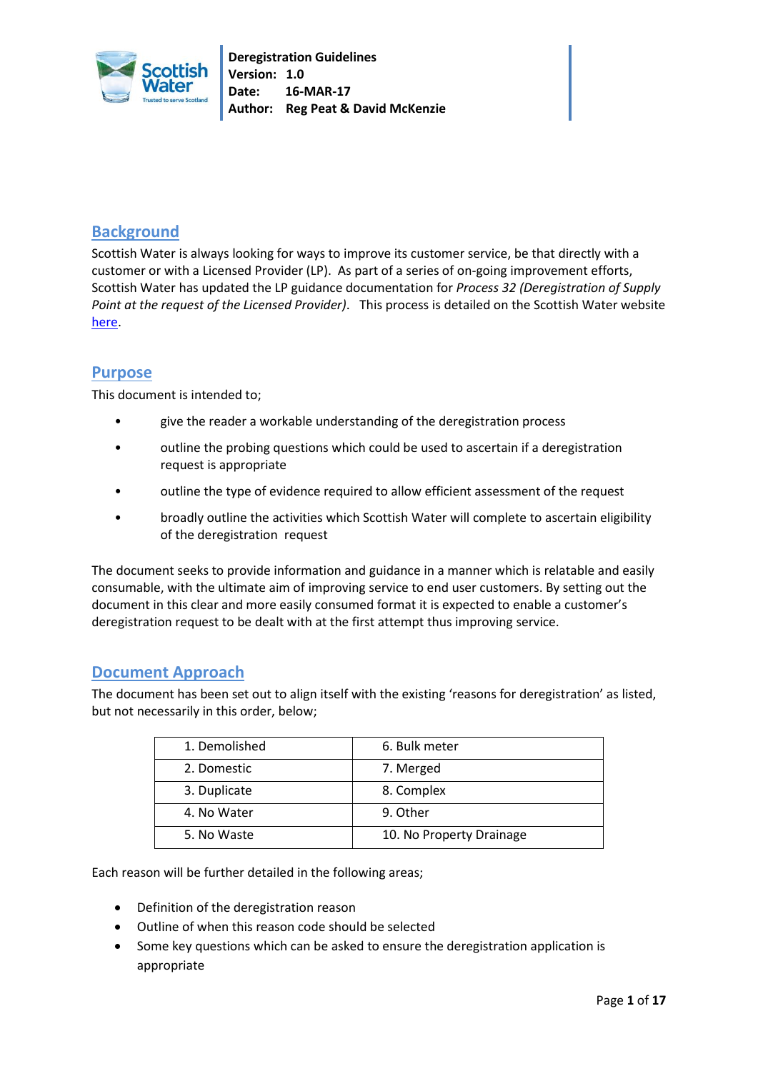**Deregistration Guidelines**
**Version: 1.0**
**Date: 16-MAR-17**
**Author: Reg Peat & David McKenzie**

## Background

Scottish Water is always looking for ways to improve its customer service, be that directly with a customer or with a Licensed Provider (LP). As part of a series of on-going improvement efforts, Scottish Water has updated the LP guidance documentation for *Process 32 (Deregistration of Supply Point at the request of the Licensed Provider)*. This process is detailed on the Scottish Water website here.

## Purpose

This document is intended to;

- give the reader a workable understanding of the deregistration process
- outline the probing questions which could be used to ascertain if a deregistration request is appropriate
- outline the type of evidence required to allow efficient assessment of the request
- broadly outline the activities which Scottish Water will complete to ascertain eligibility of the deregistration request

The document seeks to provide information and guidance in a manner which is relatable and easily consumable, with the ultimate aim of improving service to end user customers. By setting out the document in this clear and more easily consumed format it is expected to enable a customer's deregistration request to be dealt with at the first attempt thus improving service.

## Document Approach

The document has been set out to align itself with the existing 'reasons for deregistration' as listed, but not necessarily in this order, below;

| | |
|---|---|
| 1. Demolished | 6. Bulk meter |
| 2. Domestic | 7. Merged |
| 3. Duplicate | 8. Complex |
| 4. No Water | 9. Other |
| 5. No Waste | 10. No Property Drainage |

Each reason will be further detailed in the following areas;

- Definition of the deregistration reason
- Outline of when this reason code should be selected
- Some key questions which can be asked to ensure the deregistration application is appropriate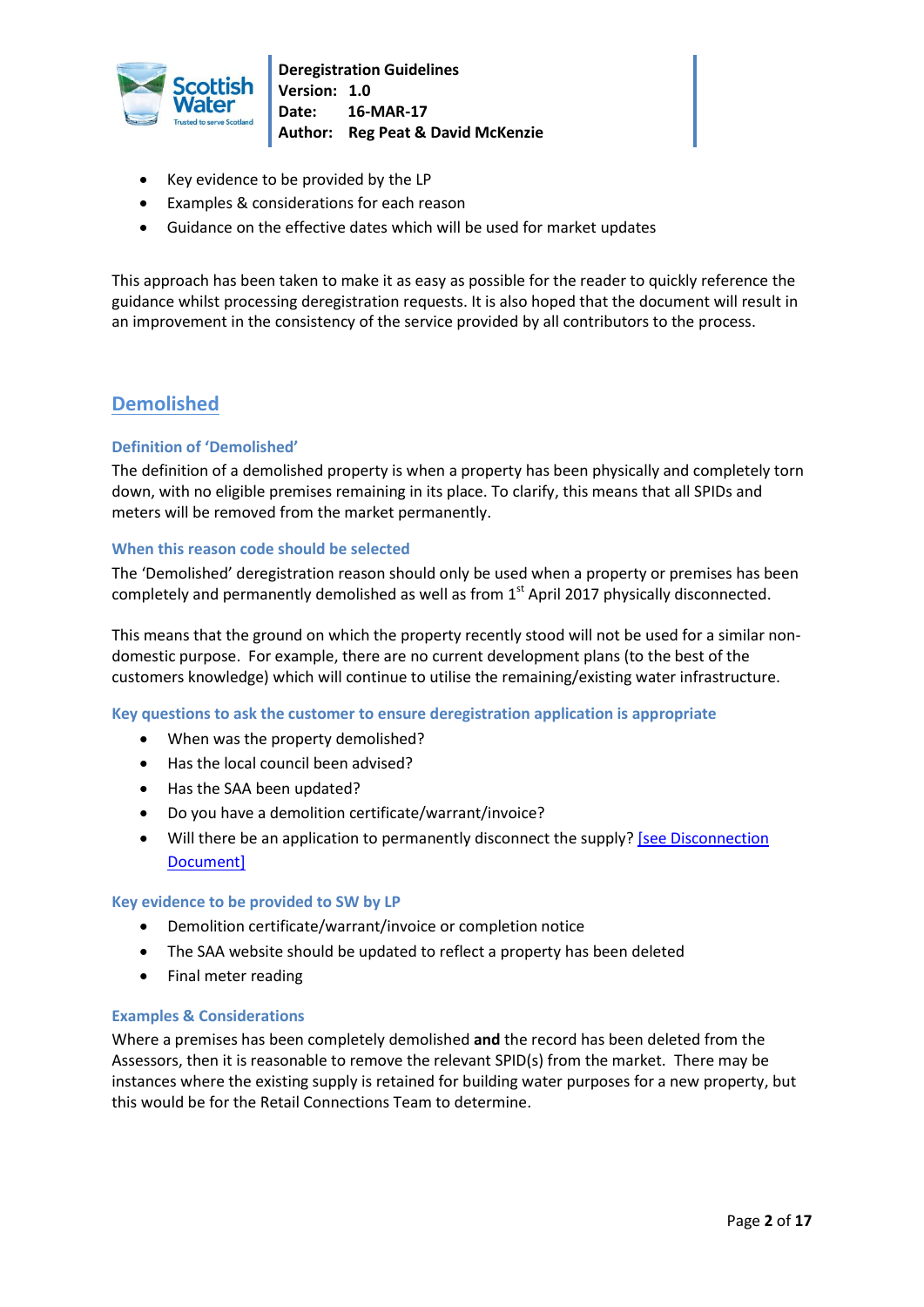- Key evidence to be provided by the LP
- Examples & considerations for each reason
- Guidance on the effective dates which will be used for market updates

This approach has been taken to make it as easy as possible for the reader to quickly reference the guidance whilst processing deregistration requests. It is also hoped that the document will result in an improvement in the consistency of the service provided by all contributors to the process.

## Demolished

### Definition of 'Demolished'

The definition of a demolished property is when a property has been physically and completely torn down, with no eligible premises remaining in its place. To clarify, this means that all SPIDs and meters will be removed from the market permanently.

### When this reason code should be selected

The 'Demolished' deregistration reason should only be used when a property or premises has been completely and permanently demolished as well as from 1st April 2017 physically disconnected.

This means that the ground on which the property recently stood will not be used for a similar non-domestic purpose. For example, there are no current development plans (to the best of the customers knowledge) which will continue to utilise the remaining/existing water infrastructure.

### Key questions to ask the customer to ensure deregistration application is appropriate

- When was the property demolished?
- Has the local council been advised?
- Has the SAA been updated?
- Do you have a demolition certificate/warrant/invoice?
- Will there be an application to permanently disconnect the supply? [see Disconnection Document]

### Key evidence to be provided to SW by LP

- Demolition certificate/warrant/invoice or completion notice
- The SAA website should be updated to reflect a property has been deleted
- Final meter reading

### Examples & Considerations

Where a premises has been completely demolished **and** the record has been deleted from the Assessors, then it is reasonable to remove the relevant SPID(s) from the market. There may be instances where the existing supply is retained for building water purposes for a new property, but this would be for the Retail Connections Team to determine.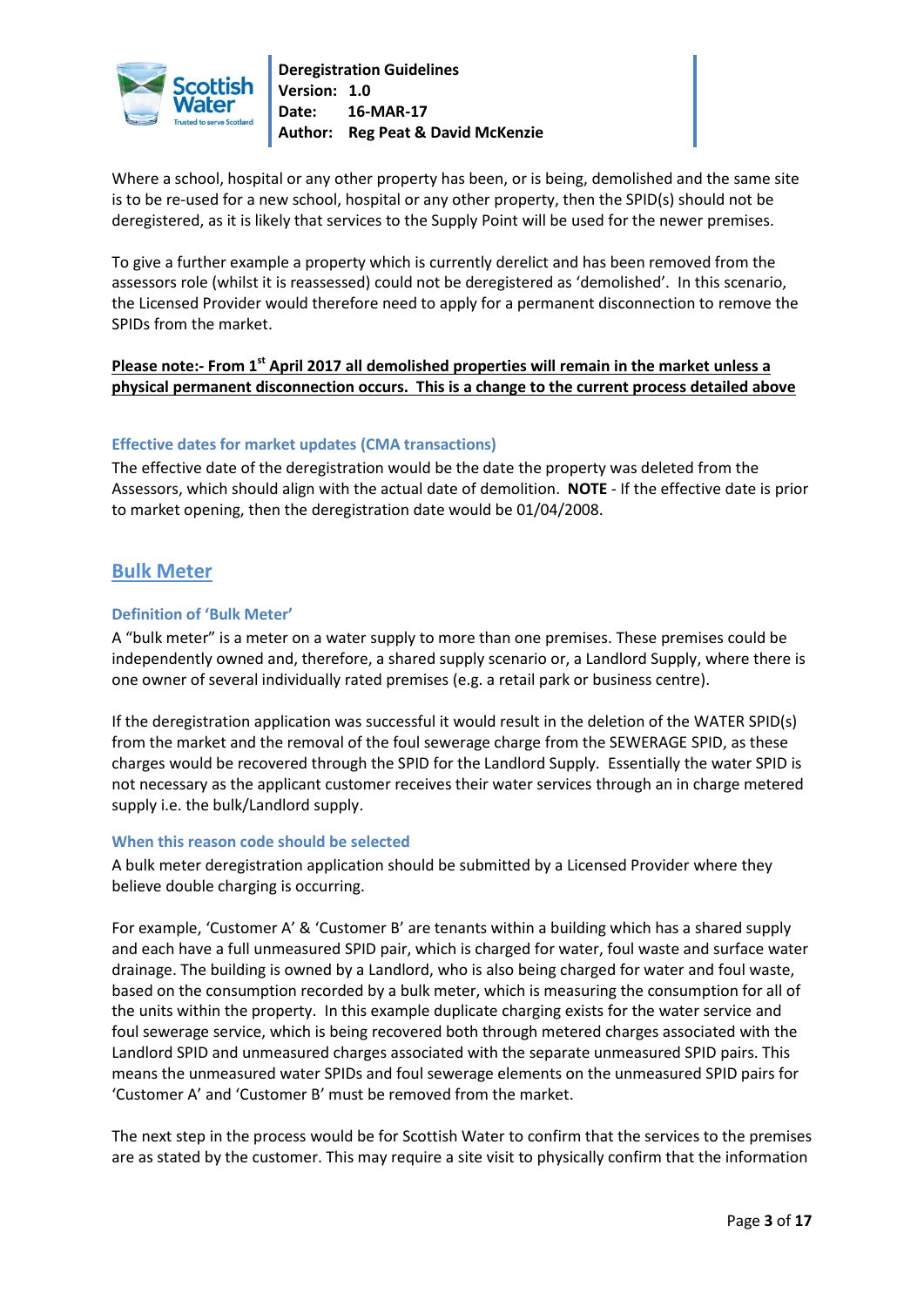Where a school, hospital or any other property has been, or is being, demolished and the same site is to be re-used for a new school, hospital or any other property, then the SPID(s) should not be deregistered, as it is likely that services to the Supply Point will be used for the newer premises.

To give a further example a property which is currently derelict and has been removed from the assessors role (whilst it is reassessed) could not be deregistered as 'demolished'. In this scenario, the Licensed Provider would therefore need to apply for a permanent disconnection to remove the SPIDs from the market.

**Please note:- From 1st April 2017 all demolished properties will remain in the market unless a physical permanent disconnection occurs. This is a change to the current process detailed above**

### Effective dates for market updates (CMA transactions)

The effective date of the deregistration would be the date the property was deleted from the Assessors, which should align with the actual date of demolition. **NOTE** - If the effective date is prior to market opening, then the deregistration date would be 01/04/2008.

## Bulk Meter

### Definition of 'Bulk Meter'

A "bulk meter" is a meter on a water supply to more than one premises. These premises could be independently owned and, therefore, a shared supply scenario or, a Landlord Supply, where there is one owner of several individually rated premises (e.g. a retail park or business centre).

If the deregistration application was successful it would result in the deletion of the WATER SPID(s) from the market and the removal of the foul sewerage charge from the SEWERAGE SPID, as these charges would be recovered through the SPID for the Landlord Supply. Essentially the water SPID is not necessary as the applicant customer receives their water services through an in charge metered supply i.e. the bulk/Landlord supply.

### When this reason code should be selected

A bulk meter deregistration application should be submitted by a Licensed Provider where they believe double charging is occurring.

For example, 'Customer A' & 'Customer B' are tenants within a building which has a shared supply and each have a full unmeasured SPID pair, which is charged for water, foul waste and surface water drainage. The building is owned by a Landlord, who is also being charged for water and foul waste, based on the consumption recorded by a bulk meter, which is measuring the consumption for all of the units within the property. In this example duplicate charging exists for the water service and foul sewerage service, which is being recovered both through metered charges associated with the Landlord SPID and unmeasured charges associated with the separate unmeasured SPID pairs. This means the unmeasured water SPIDs and foul sewerage elements on the unmeasured SPID pairs for 'Customer A' and 'Customer B' must be removed from the market.

The next step in the process would be for Scottish Water to confirm that the services to the premises are as stated by the customer. This may require a site visit to physically confirm that the information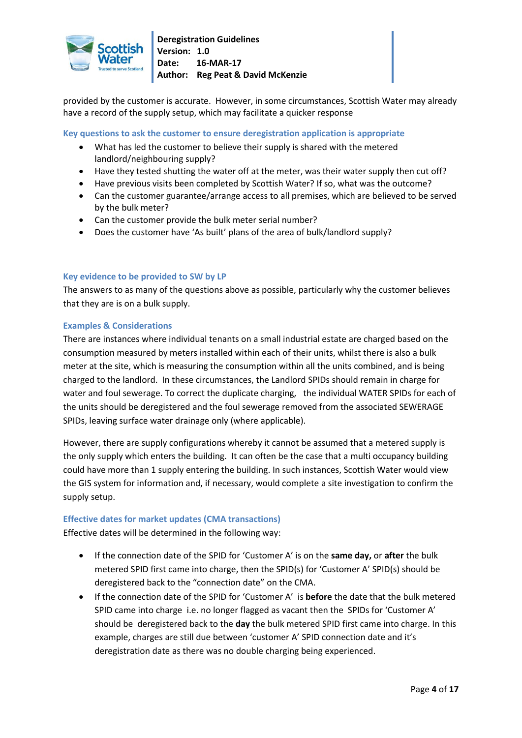provided by the customer is accurate. However, in some circumstances, Scottish Water may already have a record of the supply setup, which may facilitate a quicker response

### Key questions to ask the customer to ensure deregistration application is appropriate

- What has led the customer to believe their supply is shared with the metered landlord/neighbouring supply?
- Have they tested shutting the water off at the meter, was their water supply then cut off?
- Have previous visits been completed by Scottish Water? If so, what was the outcome?
- Can the customer guarantee/arrange access to all premises, which are believed to be served by the bulk meter?
- Can the customer provide the bulk meter serial number?
- Does the customer have 'As built' plans of the area of bulk/landlord supply?

### Key evidence to be provided to SW by LP

The answers to as many of the questions above as possible, particularly why the customer believes that they are is on a bulk supply.

### Examples & Considerations

There are instances where individual tenants on a small industrial estate are charged based on the consumption measured by meters installed within each of their units, whilst there is also a bulk meter at the site, which is measuring the consumption within all the units combined, and is being charged to the landlord. In these circumstances, the Landlord SPIDs should remain in charge for water and foul sewerage. To correct the duplicate charging, the individual WATER SPIDs for each of the units should be deregistered and the foul sewerage removed from the associated SEWERAGE SPIDs, leaving surface water drainage only (where applicable).

However, there are supply configurations whereby it cannot be assumed that a metered supply is the only supply which enters the building. It can often be the case that a multi occupancy building could have more than 1 supply entering the building. In such instances, Scottish Water would view the GIS system for information and, if necessary, would complete a site investigation to confirm the supply setup.

### Effective dates for market updates (CMA transactions)

Effective dates will be determined in the following way:

- If the connection date of the SPID for 'Customer A' is on the **same day,** or **after** the bulk metered SPID first came into charge, then the SPID(s) for 'Customer A' SPID(s) should be deregistered back to the "connection date" on the CMA.
- If the connection date of the SPID for 'Customer A' is **before** the date that the bulk metered SPID came into charge i.e. no longer flagged as vacant then the SPIDs for 'Customer A' should be deregistered back to the **day** the bulk metered SPID first came into charge. In this example, charges are still due between 'customer A' SPID connection date and it's deregistration date as there was no double charging being experienced.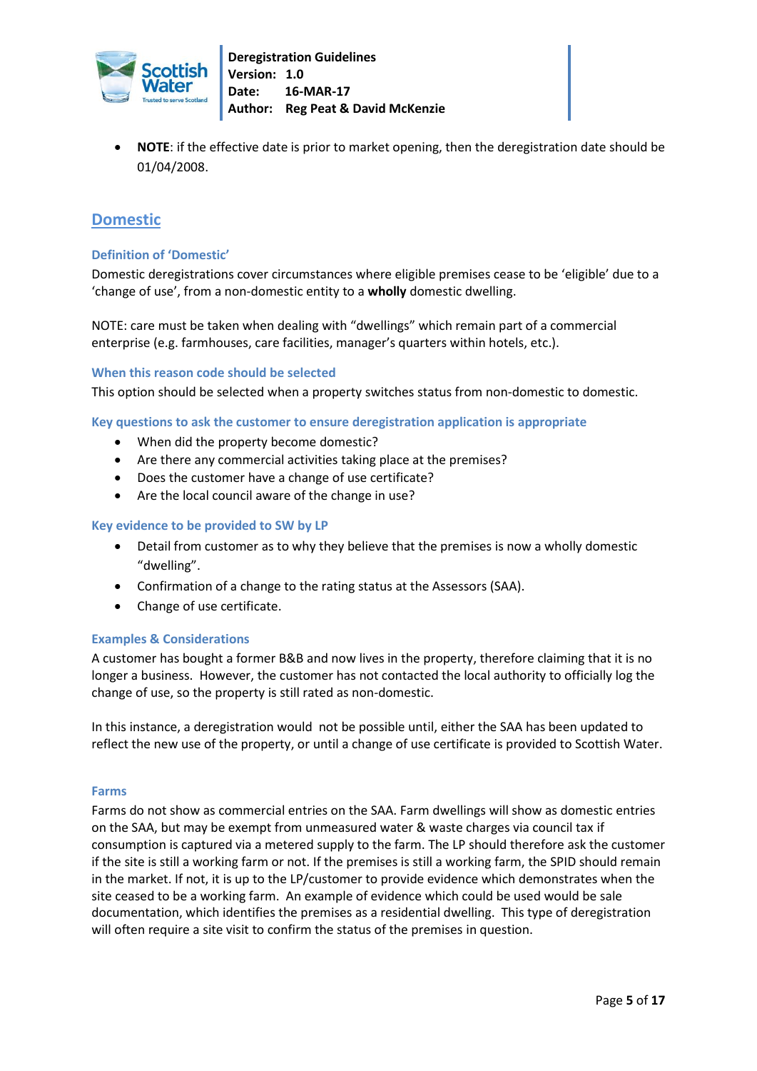- **NOTE**: if the effective date is prior to market opening, then the deregistration date should be 01/04/2008.

## Domestic

### Definition of 'Domestic'

Domestic deregistrations cover circumstances where eligible premises cease to be 'eligible' due to a 'change of use', from a non-domestic entity to a **wholly** domestic dwelling.

NOTE: care must be taken when dealing with "dwellings" which remain part of a commercial enterprise (e.g. farmhouses, care facilities, manager's quarters within hotels, etc.).

### When this reason code should be selected

This option should be selected when a property switches status from non-domestic to domestic.

### Key questions to ask the customer to ensure deregistration application is appropriate

- When did the property become domestic?
- Are there any commercial activities taking place at the premises?
- Does the customer have a change of use certificate?
- Are the local council aware of the change in use?

### Key evidence to be provided to SW by LP

- Detail from customer as to why they believe that the premises is now a wholly domestic "dwelling".
- Confirmation of a change to the rating status at the Assessors (SAA).
- Change of use certificate.

### Examples & Considerations

A customer has bought a former B&B and now lives in the property, therefore claiming that it is no longer a business. However, the customer has not contacted the local authority to officially log the change of use, so the property is still rated as non-domestic.

In this instance, a deregistration would not be possible until, either the SAA has been updated to reflect the new use of the property, or until a change of use certificate is provided to Scottish Water.

### Farms

Farms do not show as commercial entries on the SAA. Farm dwellings will show as domestic entries on the SAA, but may be exempt from unmeasured water & waste charges via council tax if consumption is captured via a metered supply to the farm. The LP should therefore ask the customer if the site is still a working farm or not. If the premises is still a working farm, the SPID should remain in the market. If not, it is up to the LP/customer to provide evidence which demonstrates when the site ceased to be a working farm. An example of evidence which could be used would be sale documentation, which identifies the premises as a residential dwelling. This type of deregistration will often require a site visit to confirm the status of the premises in question.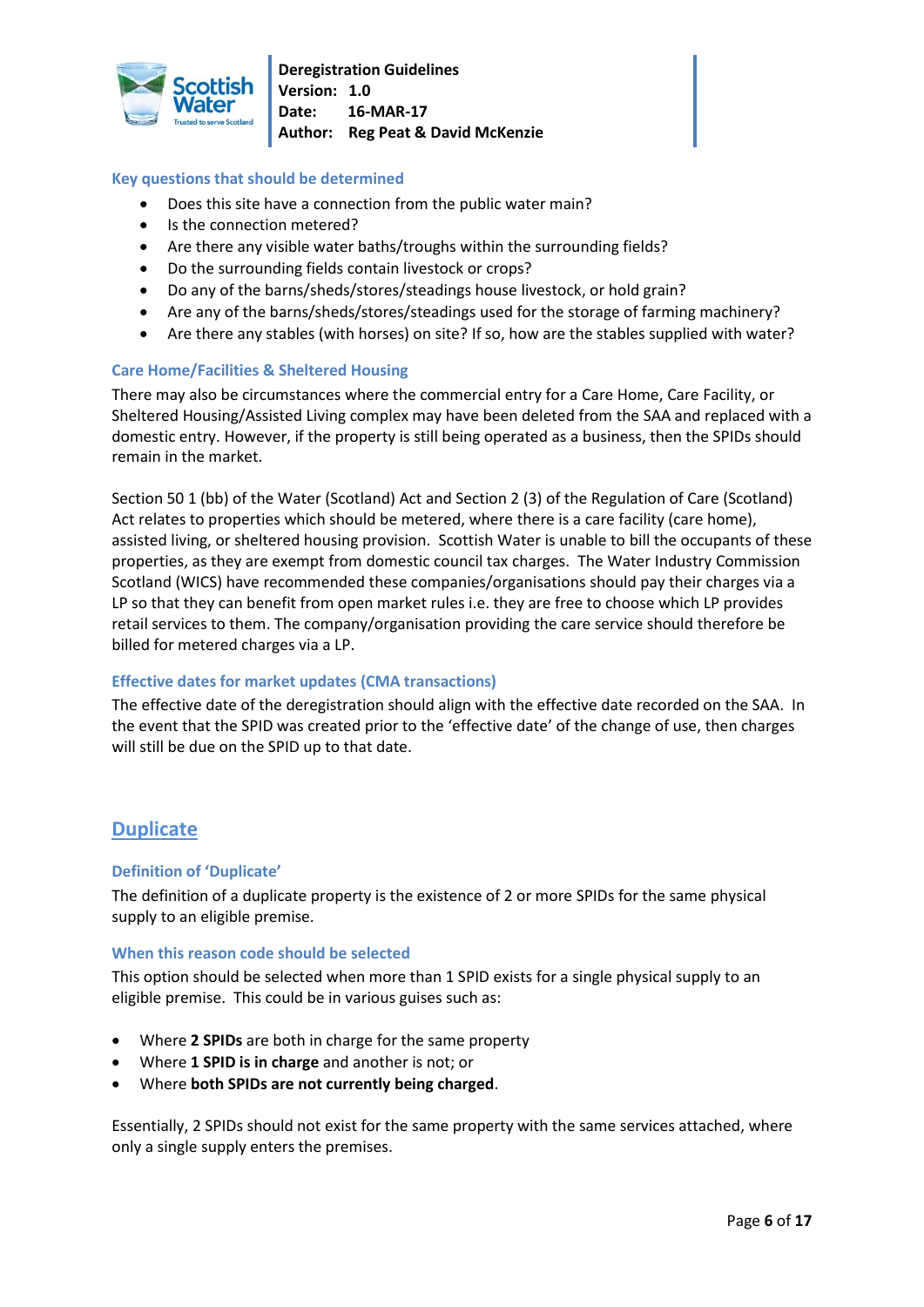### Key questions that should be determined

- Does this site have a connection from the public water main?
- Is the connection metered?
- Are there any visible water baths/troughs within the surrounding fields?
- Do the surrounding fields contain livestock or crops?
- Do any of the barns/sheds/stores/steadings house livestock, or hold grain?
- Are any of the barns/sheds/stores/steadings used for the storage of farming machinery?
- Are there any stables (with horses) on site? If so, how are the stables supplied with water?

### Care Home/Facilities & Sheltered Housing

There may also be circumstances where the commercial entry for a Care Home, Care Facility, or Sheltered Housing/Assisted Living complex may have been deleted from the SAA and replaced with a domestic entry. However, if the property is still being operated as a business, then the SPIDs should remain in the market.

Section 50 1 (bb) of the Water (Scotland) Act and Section 2 (3) of the Regulation of Care (Scotland) Act relates to properties which should be metered, where there is a care facility (care home), assisted living, or sheltered housing provision. Scottish Water is unable to bill the occupants of these properties, as they are exempt from domestic council tax charges. The Water Industry Commission Scotland (WICS) have recommended these companies/organisations should pay their charges via a LP so that they can benefit from open market rules i.e. they are free to choose which LP provides retail services to them. The company/organisation providing the care service should therefore be billed for metered charges via a LP.

### Effective dates for market updates (CMA transactions)

The effective date of the deregistration should align with the effective date recorded on the SAA. In the event that the SPID was created prior to the 'effective date' of the change of use, then charges will still be due on the SPID up to that date.

## Duplicate

### Definition of 'Duplicate'

The definition of a duplicate property is the existence of 2 or more SPIDs for the same physical supply to an eligible premise.

### When this reason code should be selected

This option should be selected when more than 1 SPID exists for a single physical supply to an eligible premise. This could be in various guises such as:

- Where **2 SPIDs** are both in charge for the same property
- Where **1 SPID is in charge** and another is not; or
- Where **both SPIDs are not currently being charged**.

Essentially, 2 SPIDs should not exist for the same property with the same services attached, where only a single supply enters the premises.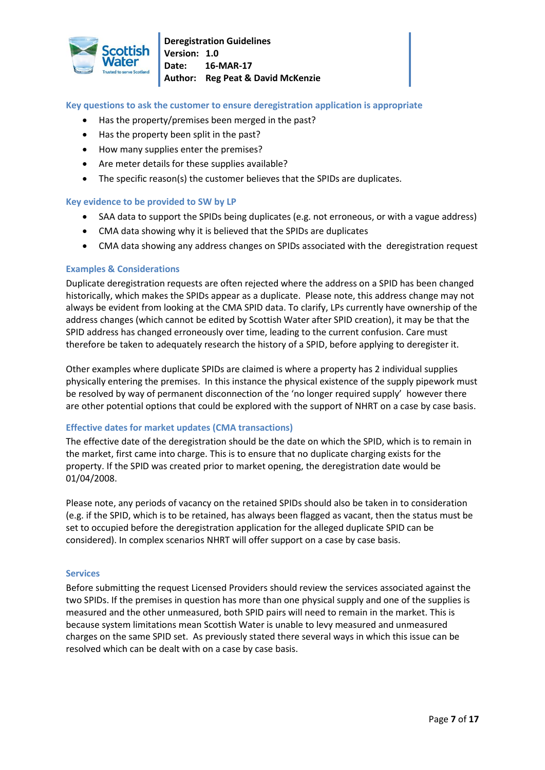## Key questions to ask the customer to ensure deregistration application is appropriate

- Has the property/premises been merged in the past?
- Has the property been split in the past?
- How many supplies enter the premises?
- Are meter details for these supplies available?
- The specific reason(s) the customer believes that the SPIDs are duplicates.

## Key evidence to be provided to SW by LP

- SAA data to support the SPIDs being duplicates (e.g. not erroneous, or with a vague address)
- CMA data showing why it is believed that the SPIDs are duplicates
- CMA data showing any address changes on SPIDs associated with the deregistration request

## Examples & Considerations

Duplicate deregistration requests are often rejected where the address on a SPID has been changed historically, which makes the SPIDs appear as a duplicate. Please note, this address change may not always be evident from looking at the CMA SPID data. To clarify, LPs currently have ownership of the address changes (which cannot be edited by Scottish Water after SPID creation), it may be that the SPID address has changed erroneously over time, leading to the current confusion. Care must therefore be taken to adequately research the history of a SPID, before applying to deregister it.

Other examples where duplicate SPIDs are claimed is where a property has 2 individual supplies physically entering the premises. In this instance the physical existence of the supply pipework must be resolved by way of permanent disconnection of the 'no longer required supply' however there are other potential options that could be explored with the support of NHRT on a case by case basis.

## Effective dates for market updates (CMA transactions)

The effective date of the deregistration should be the date on which the SPID, which is to remain in the market, first came into charge. This is to ensure that no duplicate charging exists for the property. If the SPID was created prior to market opening, the deregistration date would be 01/04/2008.

Please note, any periods of vacancy on the retained SPIDs should also be taken in to consideration (e.g. if the SPID, which is to be retained, has always been flagged as vacant, then the status must be set to occupied before the deregistration application for the alleged duplicate SPID can be considered). In complex scenarios NHRT will offer support on a case by case basis.

## Services

Before submitting the request Licensed Providers should review the services associated against the two SPIDs. If the premises in question has more than one physical supply and one of the supplies is measured and the other unmeasured, both SPID pairs will need to remain in the market. This is because system limitations mean Scottish Water is unable to levy measured and unmeasured charges on the same SPID set. As previously stated there several ways in which this issue can be resolved which can be dealt with on a case by case basis.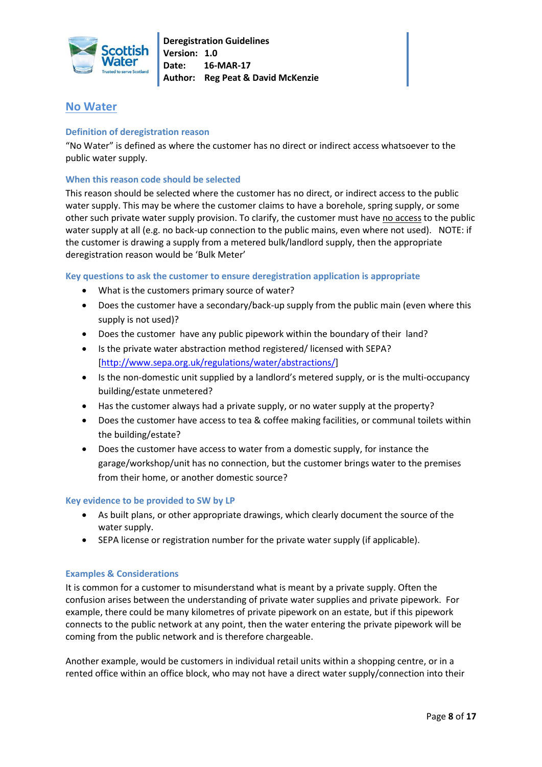## No Water

### Definition of deregistration reason

"No Water" is defined as where the customer has no direct or indirect access whatsoever to the public water supply.

### When this reason code should be selected

This reason should be selected where the customer has no direct, or indirect access to the public water supply. This may be where the customer claims to have a borehole, spring supply, or some other such private water supply provision. To clarify, the customer must have no access to the public water supply at all (e.g. no back-up connection to the public mains, even where not used). NOTE: if the customer is drawing a supply from a metered bulk/landlord supply, then the appropriate deregistration reason would be 'Bulk Meter'

### Key questions to ask the customer to ensure deregistration application is appropriate

- What is the customers primary source of water?
- Does the customer have a secondary/back-up supply from the public main (even where this supply is not used)?
- Does the customer have any public pipework within the boundary of their land?
- Is the private water abstraction method registered/ licensed with SEPA? [http://www.sepa.org.uk/regulations/water/abstractions/]
- Is the non-domestic unit supplied by a landlord's metered supply, or is the multi-occupancy building/estate unmetered?
- Has the customer always had a private supply, or no water supply at the property?
- Does the customer have access to tea & coffee making facilities, or communal toilets within the building/estate?
- Does the customer have access to water from a domestic supply, for instance the garage/workshop/unit has no connection, but the customer brings water to the premises from their home, or another domestic source?

### Key evidence to be provided to SW by LP

- As built plans, or other appropriate drawings, which clearly document the source of the water supply.
- SEPA license or registration number for the private water supply (if applicable).

### Examples & Considerations

It is common for a customer to misunderstand what is meant by a private supply. Often the confusion arises between the understanding of private water supplies and private pipework. For example, there could be many kilometres of private pipework on an estate, but if this pipework connects to the public network at any point, then the water entering the private pipework will be coming from the public network and is therefore chargeable.

Another example, would be customers in individual retail units within a shopping centre, or in a rented office within an office block, who may not have a direct water supply/connection into their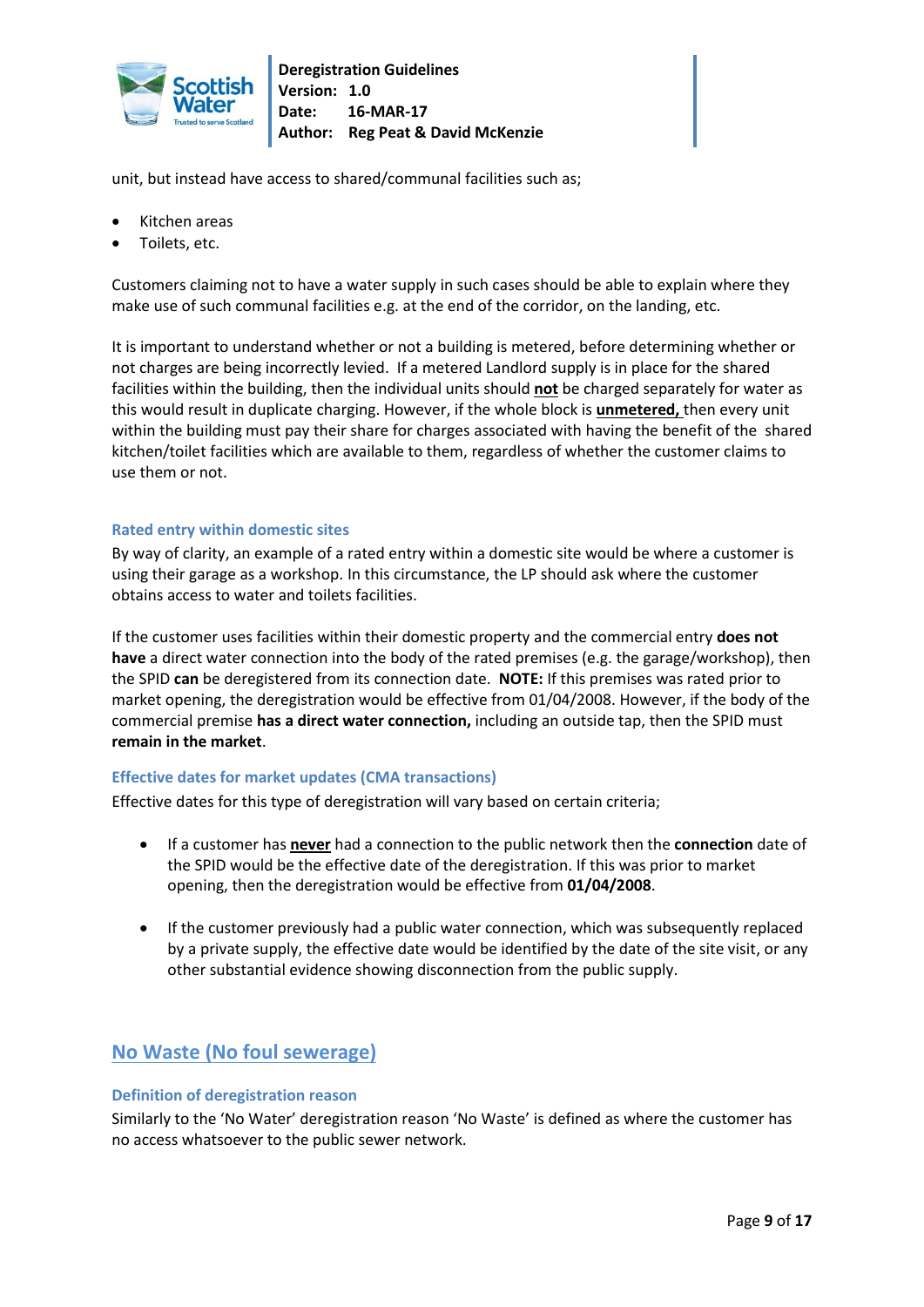unit, but instead have access to shared/communal facilities such as;

- Kitchen areas
- Toilets, etc.

Customers claiming not to have a water supply in such cases should be able to explain where they make use of such communal facilities e.g. at the end of the corridor, on the landing, etc.

It is important to understand whether or not a building is metered, before determining whether or not charges are being incorrectly levied. If a metered Landlord supply is in place for the shared facilities within the building, then the individual units should **not** be charged separately for water as this would result in duplicate charging. However, if the whole block is **unmetered,** then every unit within the building must pay their share for charges associated with having the benefit of the shared kitchen/toilet facilities which are available to them, regardless of whether the customer claims to use them or not.

### Rated entry within domestic sites

By way of clarity, an example of a rated entry within a domestic site would be where a customer is using their garage as a workshop. In this circumstance, the LP should ask where the customer obtains access to water and toilets facilities.

If the customer uses facilities within their domestic property and the commercial entry **does not have** a direct water connection into the body of the rated premises (e.g. the garage/workshop), then the SPID **can** be deregistered from its connection date. **NOTE:** If this premises was rated prior to market opening, the deregistration would be effective from 01/04/2008. However, if the body of the commercial premise **has a direct water connection,** including an outside tap, then the SPID must **remain in the market**.

### Effective dates for market updates (CMA transactions)

Effective dates for this type of deregistration will vary based on certain criteria;

- If a customer has **never** had a connection to the public network then the **connection** date of the SPID would be the effective date of the deregistration. If this was prior to market opening, then the deregistration would be effective from **01/04/2008**.

- If the customer previously had a public water connection, which was subsequently replaced by a private supply, the effective date would be identified by the date of the site visit, or any other substantial evidence showing disconnection from the public supply.

## No Waste (No foul sewerage)

### Definition of deregistration reason

Similarly to the 'No Water' deregistration reason 'No Waste' is defined as where the customer has no access whatsoever to the public sewer network.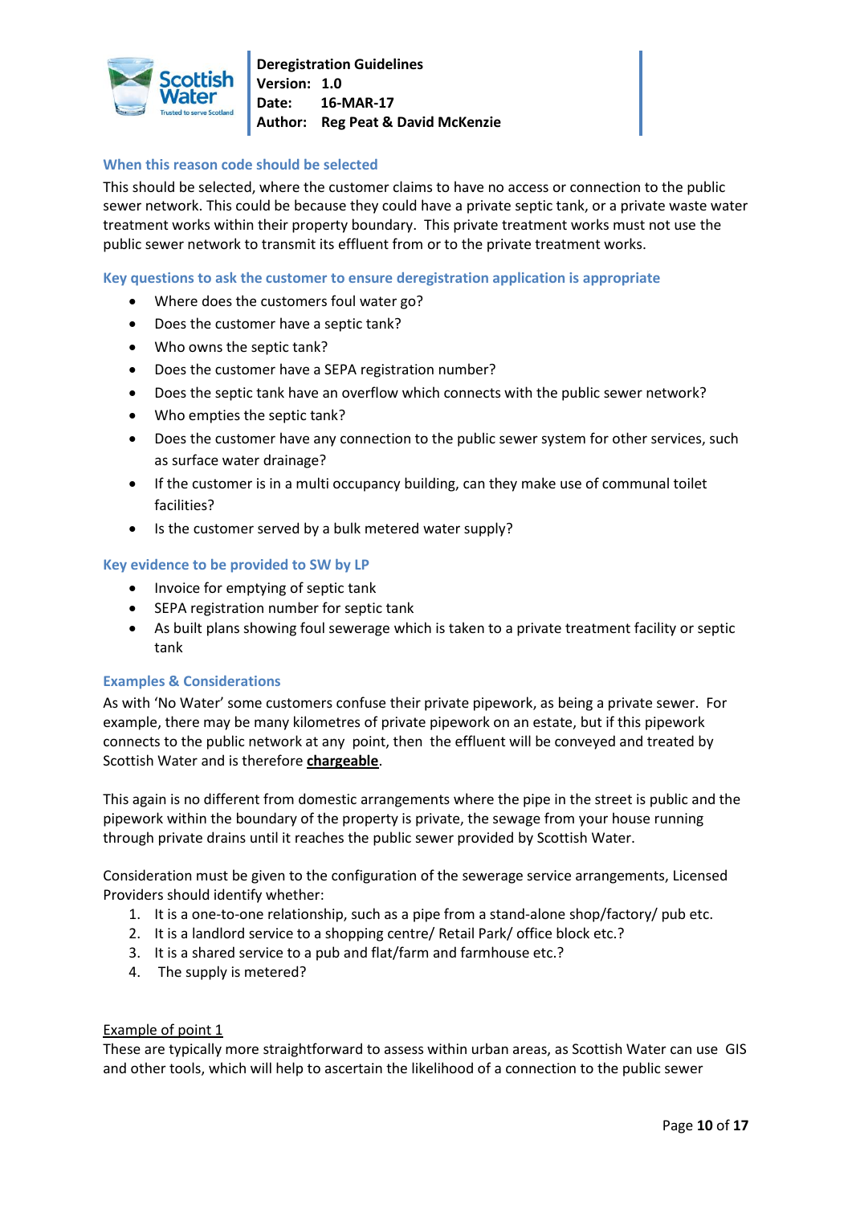### When this reason code should be selected

This should be selected, where the customer claims to have no access or connection to the public sewer network. This could be because they could have a private septic tank, or a private waste water treatment works within their property boundary. This private treatment works must not use the public sewer network to transmit its effluent from or to the private treatment works.

### Key questions to ask the customer to ensure deregistration application is appropriate

- Where does the customers foul water go?
- Does the customer have a septic tank?
- Who owns the septic tank?
- Does the customer have a SEPA registration number?
- Does the septic tank have an overflow which connects with the public sewer network?
- Who empties the septic tank?
- Does the customer have any connection to the public sewer system for other services, such as surface water drainage?
- If the customer is in a multi occupancy building, can they make use of communal toilet facilities?
- Is the customer served by a bulk metered water supply?

### Key evidence to be provided to SW by LP

- Invoice for emptying of septic tank
- SEPA registration number for septic tank
- As built plans showing foul sewerage which is taken to a private treatment facility or septic tank

### Examples & Considerations

As with 'No Water' some customers confuse their private pipework, as being a private sewer. For example, there may be many kilometres of private pipework on an estate, but if this pipework connects to the public network at any point, then the effluent will be conveyed and treated by Scottish Water and is therefore **chargeable**.

This again is no different from domestic arrangements where the pipe in the street is public and the pipework within the boundary of the property is private, the sewage from your house running through private drains until it reaches the public sewer provided by Scottish Water.

Consideration must be given to the configuration of the sewerage service arrangements, Licensed Providers should identify whether:

1. It is a one-to-one relationship, such as a pipe from a stand-alone shop/factory/ pub etc.
2. It is a landlord service to a shopping centre/ Retail Park/ office block etc.?
3. It is a shared service to a pub and flat/farm and farmhouse etc.?
4. The supply is metered?

Example of point 1

These are typically more straightforward to assess within urban areas, as Scottish Water can use GIS and other tools, which will help to ascertain the likelihood of a connection to the public sewer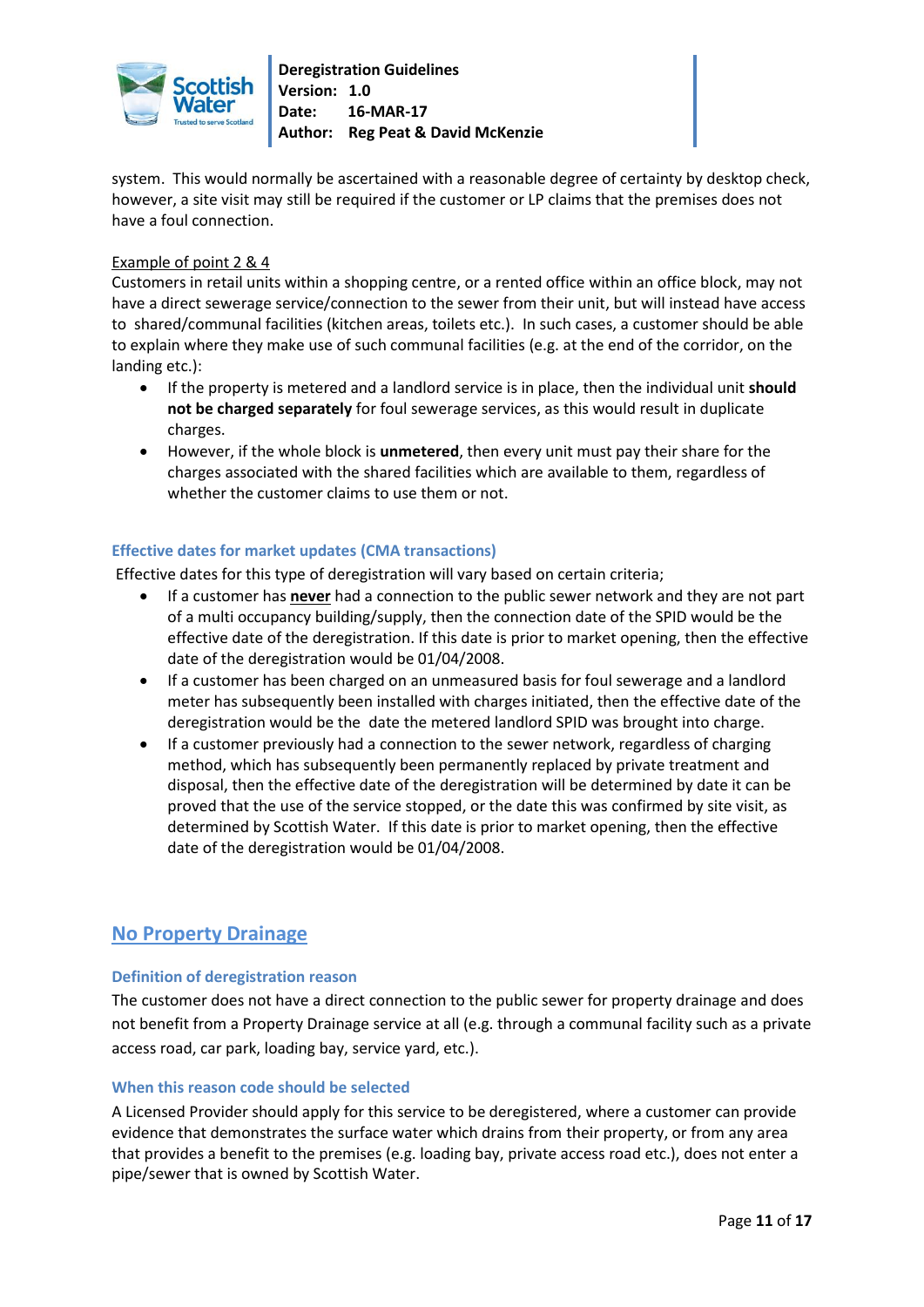system. This would normally be ascertained with a reasonable degree of certainty by desktop check, however, a site visit may still be required if the customer or LP claims that the premises does not have a foul connection.

Example of point 2 & 4

Customers in retail units within a shopping centre, or a rented office within an office block, may not have a direct sewerage service/connection to the sewer from their unit, but will instead have access to shared/communal facilities (kitchen areas, toilets etc.). In such cases, a customer should be able to explain where they make use of such communal facilities (e.g. at the end of the corridor, on the landing etc.):

- If the property is metered and a landlord service is in place, then the individual unit **should not be charged separately** for foul sewerage services, as this would result in duplicate charges.
- However, if the whole block is **unmetered**, then every unit must pay their share for the charges associated with the shared facilities which are available to them, regardless of whether the customer claims to use them or not.

### Effective dates for market updates (CMA transactions)

Effective dates for this type of deregistration will vary based on certain criteria;

- If a customer has **never** had a connection to the public sewer network and they are not part of a multi occupancy building/supply, then the connection date of the SPID would be the effective date of the deregistration. If this date is prior to market opening, then the effective date of the deregistration would be 01/04/2008.
- If a customer has been charged on an unmeasured basis for foul sewerage and a landlord meter has subsequently been installed with charges initiated, then the effective date of the deregistration would be the date the metered landlord SPID was brought into charge.
- If a customer previously had a connection to the sewer network, regardless of charging method, which has subsequently been permanently replaced by private treatment and disposal, then the effective date of the deregistration will be determined by date it can be proved that the use of the service stopped, or the date this was confirmed by site visit, as determined by Scottish Water. If this date is prior to market opening, then the effective date of the deregistration would be 01/04/2008.

## No Property Drainage

### Definition of deregistration reason

The customer does not have a direct connection to the public sewer for property drainage and does not benefit from a Property Drainage service at all (e.g. through a communal facility such as a private access road, car park, loading bay, service yard, etc.).

### When this reason code should be selected

A Licensed Provider should apply for this service to be deregistered, where a customer can provide evidence that demonstrates the surface water which drains from their property, or from any area that provides a benefit to the premises (e.g. loading bay, private access road etc.), does not enter a pipe/sewer that is owned by Scottish Water.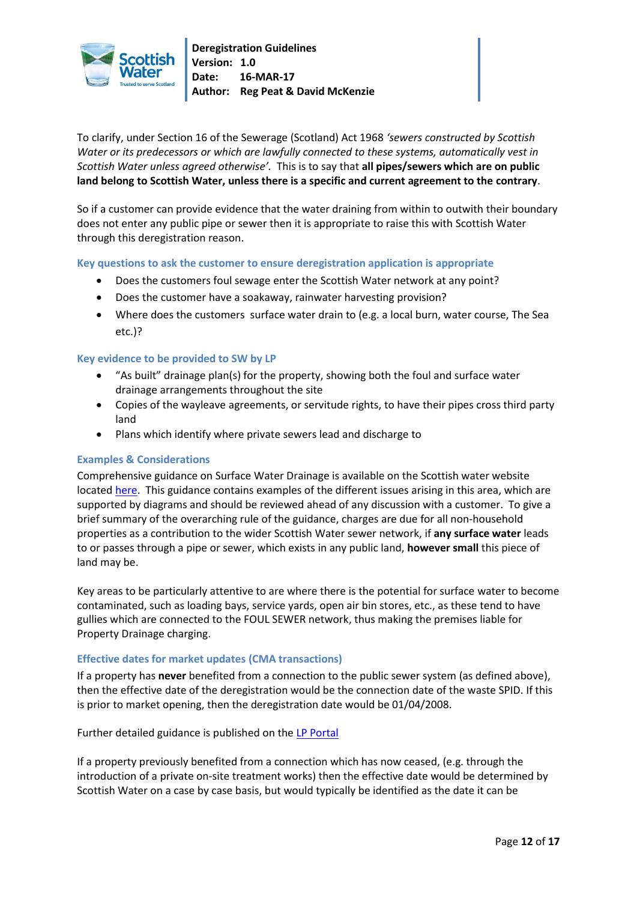To clarify, under Section 16 of the Sewerage (Scotland) Act 1968 *'sewers constructed by Scottish Water or its predecessors or which are lawfully connected to these systems, automatically vest in Scottish Water unless agreed otherwise'*. This is to say that **all pipes/sewers which are on public land belong to Scottish Water, unless there is a specific and current agreement to the contrary**.

So if a customer can provide evidence that the water draining from within to outwith their boundary does not enter any public pipe or sewer then it is appropriate to raise this with Scottish Water through this deregistration reason.

### Key questions to ask the customer to ensure deregistration application is appropriate

- Does the customers foul sewage enter the Scottish Water network at any point?
- Does the customer have a soakaway, rainwater harvesting provision?
- Where does the customers surface water drain to (e.g. a local burn, water course, The Sea etc.)?

### Key evidence to be provided to SW by LP

- "As built" drainage plan(s) for the property, showing both the foul and surface water drainage arrangements throughout the site
- Copies of the wayleave agreements, or servitude rights, to have their pipes cross third party land
- Plans which identify where private sewers lead and discharge to

### Examples & Considerations

Comprehensive guidance on Surface Water Drainage is available on the Scottish water website located here. This guidance contains examples of the different issues arising in this area, which are supported by diagrams and should be reviewed ahead of any discussion with a customer. To give a brief summary of the overarching rule of the guidance, charges are due for all non-household properties as a contribution to the wider Scottish Water sewer network, if **any surface water** leads to or passes through a pipe or sewer, which exists in any public land, **however small** this piece of land may be.

Key areas to be particularly attentive to are where there is the potential for surface water to become contaminated, such as loading bays, service yards, open air bin stores, etc., as these tend to have gullies which are connected to the FOUL SEWER network, thus making the premises liable for Property Drainage charging.

### Effective dates for market updates (CMA transactions)

If a property has **never** benefited from a connection to the public sewer system (as defined above), then the effective date of the deregistration would be the connection date of the waste SPID. If this is prior to market opening, then the deregistration date would be 01/04/2008.

Further detailed guidance is published on the LP Portal

If a property previously benefited from a connection which has now ceased, (e.g. through the introduction of a private on-site treatment works) then the effective date would be determined by Scottish Water on a case by case basis, but would typically be identified as the date it can be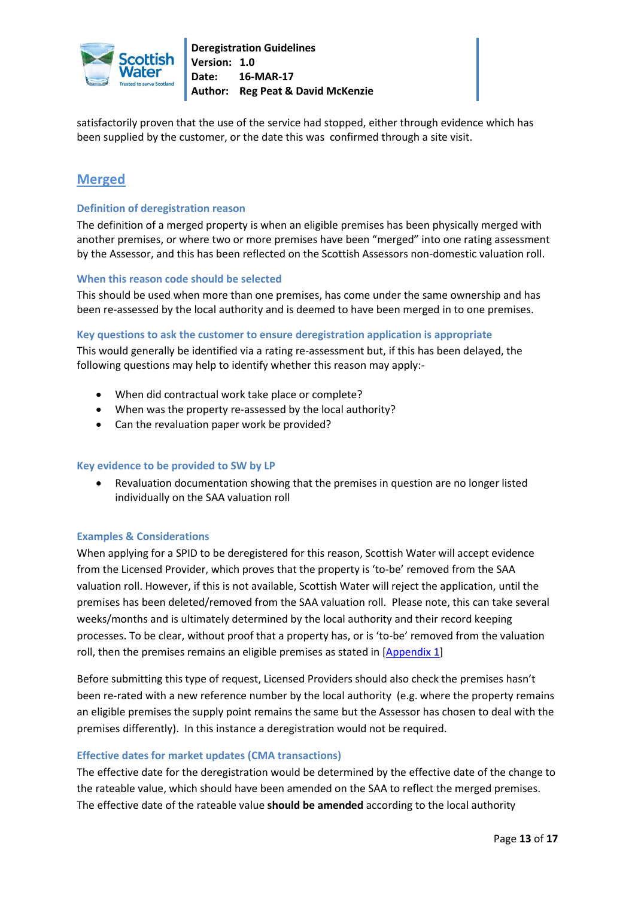satisfactorily proven that the use of the service had stopped, either through evidence which has been supplied by the customer, or the date this was confirmed through a site visit.

## Merged

### Definition of deregistration reason

The definition of a merged property is when an eligible premises has been physically merged with another premises, or where two or more premises have been "merged" into one rating assessment by the Assessor, and this has been reflected on the Scottish Assessors non-domestic valuation roll.

### When this reason code should be selected

This should be used when more than one premises, has come under the same ownership and has been re-assessed by the local authority and is deemed to have been merged in to one premises.

### Key questions to ask the customer to ensure deregistration application is appropriate

This would generally be identified via a rating re-assessment but, if this has been delayed, the following questions may help to identify whether this reason may apply:-

- When did contractual work take place or complete?
- When was the property re-assessed by the local authority?
- Can the revaluation paper work be provided?

### Key evidence to be provided to SW by LP

- Revaluation documentation showing that the premises in question are no longer listed individually on the SAA valuation roll

### Examples & Considerations

When applying for a SPID to be deregistered for this reason, Scottish Water will accept evidence from the Licensed Provider, which proves that the property is 'to-be' removed from the SAA valuation roll. However, if this is not available, Scottish Water will reject the application, until the premises has been deleted/removed from the SAA valuation roll. Please note, this can take several weeks/months and is ultimately determined by the local authority and their record keeping processes. To be clear, without proof that a property has, or is 'to-be' removed from the valuation roll, then the premises remains an eligible premises as stated in [Appendix 1]

Before submitting this type of request, Licensed Providers should also check the premises hasn't been re-rated with a new reference number by the local authority (e.g. where the property remains an eligible premises the supply point remains the same but the Assessor has chosen to deal with the premises differently). In this instance a deregistration would not be required.

### Effective dates for market updates (CMA transactions)

The effective date for the deregistration would be determined by the effective date of the change to the rateable value, which should have been amended on the SAA to reflect the merged premises. The effective date of the rateable value **should be amended** according to the local authority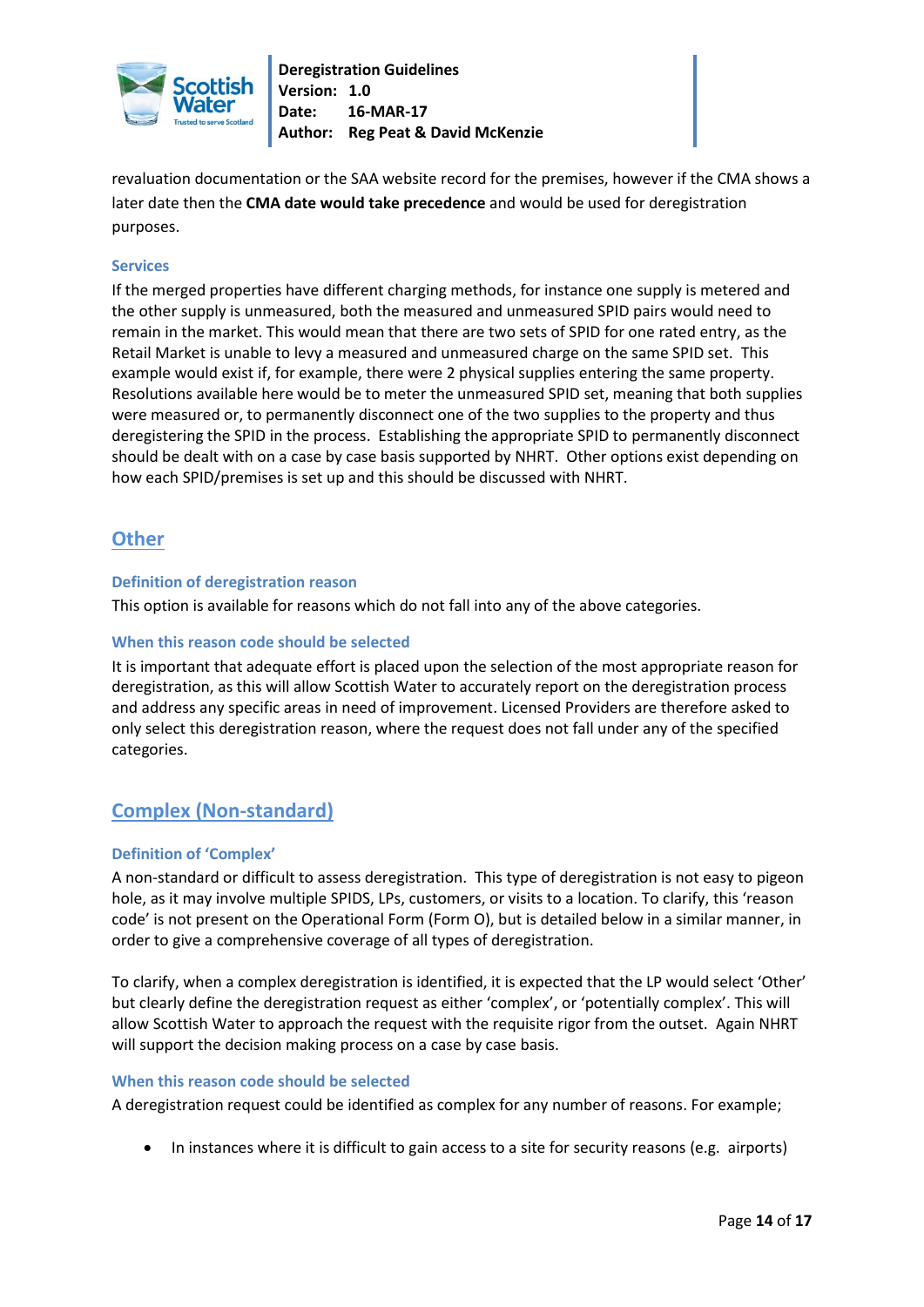revaluation documentation or the SAA website record for the premises, however if the CMA shows a later date then the **CMA date would take precedence** and would be used for deregistration purposes.

### Services

If the merged properties have different charging methods, for instance one supply is metered and the other supply is unmeasured, both the measured and unmeasured SPID pairs would need to remain in the market. This would mean that there are two sets of SPID for one rated entry, as the Retail Market is unable to levy a measured and unmeasured charge on the same SPID set. This example would exist if, for example, there were 2 physical supplies entering the same property. Resolutions available here would be to meter the unmeasured SPID set, meaning that both supplies were measured or, to permanently disconnect one of the two supplies to the property and thus deregistering the SPID in the process. Establishing the appropriate SPID to permanently disconnect should be dealt with on a case by case basis supported by NHRT. Other options exist depending on how each SPID/premises is set up and this should be discussed with NHRT.

## Other

### Definition of deregistration reason

This option is available for reasons which do not fall into any of the above categories.

### When this reason code should be selected

It is important that adequate effort is placed upon the selection of the most appropriate reason for deregistration, as this will allow Scottish Water to accurately report on the deregistration process and address any specific areas in need of improvement. Licensed Providers are therefore asked to only select this deregistration reason, where the request does not fall under any of the specified categories.

## Complex (Non-standard)

### Definition of 'Complex'

A non-standard or difficult to assess deregistration. This type of deregistration is not easy to pigeon hole, as it may involve multiple SPIDS, LPs, customers, or visits to a location. To clarify, this 'reason code' is not present on the Operational Form (Form O), but is detailed below in a similar manner, in order to give a comprehensive coverage of all types of deregistration.

To clarify, when a complex deregistration is identified, it is expected that the LP would select 'Other' but clearly define the deregistration request as either 'complex', or 'potentially complex'. This will allow Scottish Water to approach the request with the requisite rigor from the outset. Again NHRT will support the decision making process on a case by case basis.

### When this reason code should be selected

A deregistration request could be identified as complex for any number of reasons. For example;

- In instances where it is difficult to gain access to a site for security reasons (e.g. airports)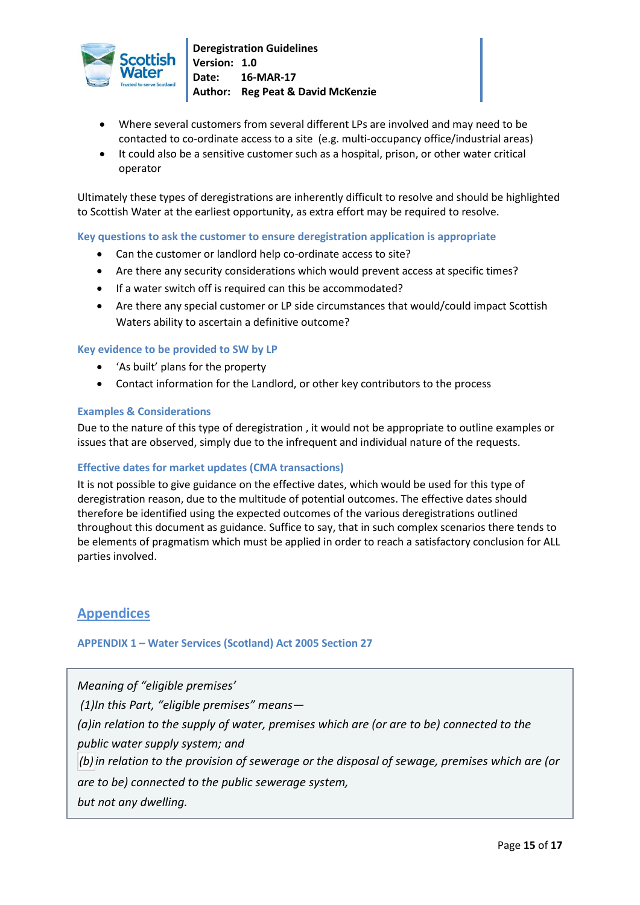- Where several customers from several different LPs are involved and may need to be contacted to co-ordinate access to a site  (e.g. multi-occupancy office/industrial areas)
- It could also be a sensitive customer such as a hospital, prison, or other water critical operator

Ultimately these types of deregistrations are inherently difficult to resolve and should be highlighted to Scottish Water at the earliest opportunity, as extra effort may be required to resolve.

### Key questions to ask the customer to ensure deregistration application is appropriate

- Can the customer or landlord help co-ordinate access to site?
- Are there any security considerations which would prevent access at specific times?
- If a water switch off is required can this be accommodated?
- Are there any special customer or LP side circumstances that would/could impact Scottish Waters ability to ascertain a definitive outcome?

### Key evidence to be provided to SW by LP

- 'As built' plans for the property
- Contact information for the Landlord, or other key contributors to the process

### Examples & Considerations

Due to the nature of this type of deregistration , it would not be appropriate to outline examples or issues that are observed, simply due to the infrequent and individual nature of the requests.

### Effective dates for market updates (CMA transactions)

It is not possible to give guidance on the effective dates, which would be used for this type of deregistration reason, due to the multitude of potential outcomes. The effective dates should therefore be identified using the expected outcomes of the various deregistrations outlined throughout this document as guidance. Suffice to say, that in such complex scenarios there tends to be elements of pragmatism which must be applied in order to reach a satisfactory conclusion for ALL parties involved.

## Appendices

### APPENDIX 1 – Water Services (Scotland) Act 2005 Section 27

> *Meaning of "eligible premises'*
>
> *(1)In this Part, "eligible premises" means—*
>
> *(a)in relation to the supply of water, premises which are (or are to be) connected to the public water supply system; and*
>
> *(b) in relation to the provision of sewerage or the disposal of sewage, premises which are (or are to be) connected to the public sewerage system,*
>
> *but not any dwelling.*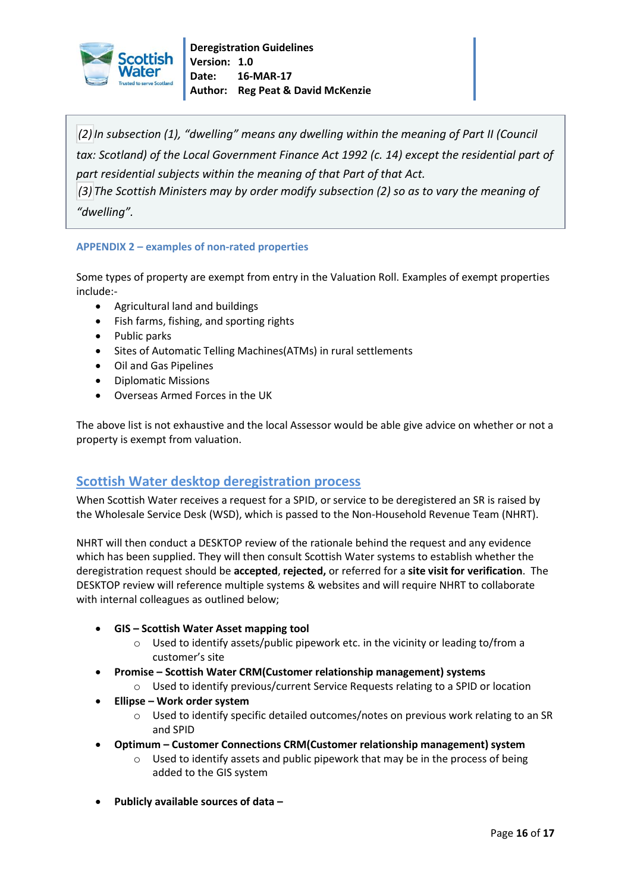*(2) In subsection (1), “dwelling” means any dwelling within the meaning of Part II (Council tax: Scotland) of the Local Government Finance Act 1992 (c. 14) except the residential part of part residential subjects within the meaning of that Part of that Act.*
*(3) The Scottish Ministers may by order modify subsection (2) so as to vary the meaning of “dwelling”.*

### APPENDIX 2 – examples of non-rated properties

Some types of property are exempt from entry in the Valuation Roll. Examples of exempt properties include:-

- Agricultural land and buildings
- Fish farms, fishing, and sporting rights
- Public parks
- Sites of Automatic Telling Machines(ATMs) in rural settlements
- Oil and Gas Pipelines
- Diplomatic Missions
- Overseas Armed Forces in the UK

The above list is not exhaustive and the local Assessor would be able give advice on whether or not a property is exempt from valuation.

## Scottish Water desktop deregistration process

When Scottish Water receives a request for a SPID, or service to be deregistered an SR is raised by the Wholesale Service Desk (WSD), which is passed to the Non-Household Revenue Team (NHRT).

NHRT will then conduct a DESKTOP review of the rationale behind the request and any evidence which has been supplied. They will then consult Scottish Water systems to establish whether the deregistration request should be **accepted**, **rejected,** or referred for a **site visit for verification**. The DESKTOP review will reference multiple systems & websites and will require NHRT to collaborate with internal colleagues as outlined below;

- **GIS – Scottish Water Asset mapping tool**
  - Used to identify assets/public pipework etc. in the vicinity or leading to/from a customer’s site
- **Promise – Scottish Water CRM(Customer relationship management) systems**
  - Used to identify previous/current Service Requests relating to a SPID or location
- **Ellipse – Work order system**
  - Used to identify specific detailed outcomes/notes on previous work relating to an SR and SPID
- **Optimum – Customer Connections CRM(Customer relationship management) system**
  - Used to identify assets and public pipework that may be in the process of being added to the GIS system

- **Publicly available sources of data –**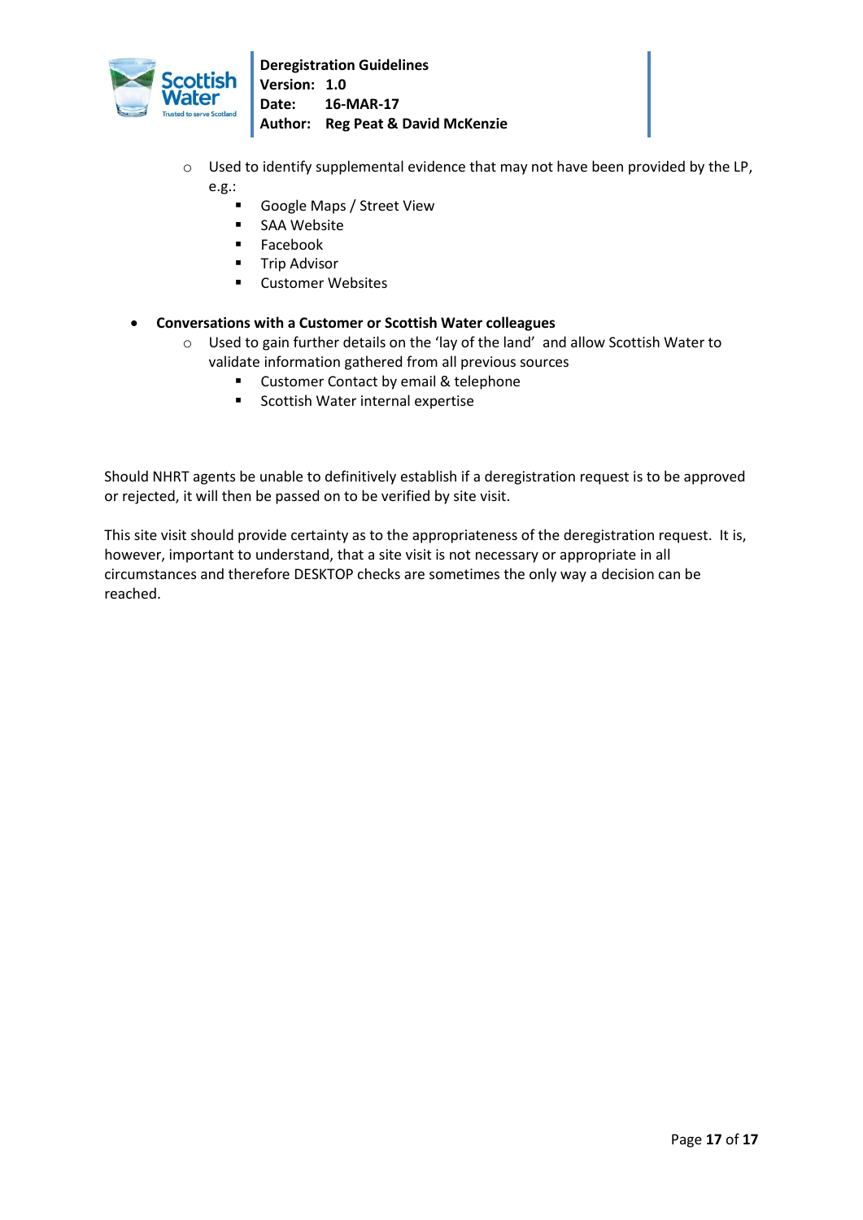- Used to identify supplemental evidence that may not have been provided by the LP, e.g.:
    - Google Maps / Street View
    - SAA Website
    - Facebook
    - Trip Advisor
    - Customer Websites

- **Conversations with a Customer or Scottish Water colleagues**
    - Used to gain further details on the 'lay of the land' and allow Scottish Water to validate information gathered from all previous sources
        - Customer Contact by email & telephone
        - Scottish Water internal expertise

Should NHRT agents be unable to definitively establish if a deregistration request is to be approved or rejected, it will then be passed on to be verified by site visit.

This site visit should provide certainty as to the appropriateness of the deregistration request. It is, however, important to understand, that a site visit is not necessary or appropriate in all circumstances and therefore DESKTOP checks are sometimes the only way a decision can be reached.